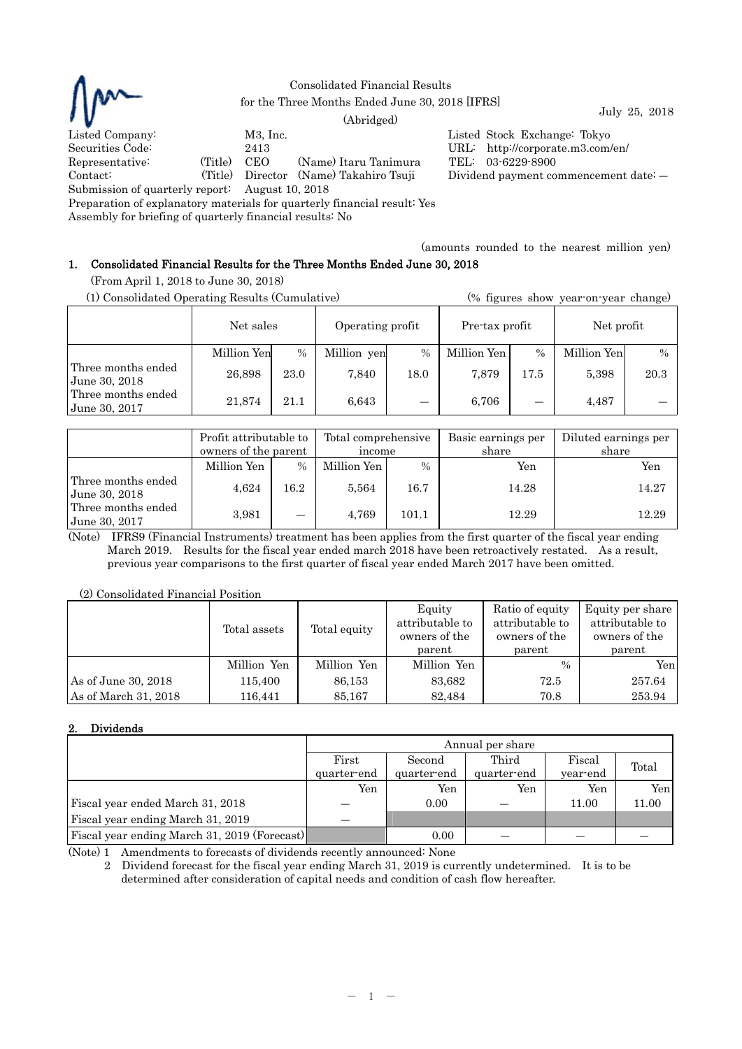Consolidated Financial Results
for the Three Months Ended June 30, 2018 [IFRS]
(Abridged)

July 25, 2018

Listed Company: M3, Inc.
Listed Stock Exchange: Tokyo
Securities Code: 2413
URL: http://corporate.m3.com/en/
Representative: (Title) CEO (Name) Itaru Tanimura
TEL: 03-6229-8900
Contact: (Title) Director (Name) Takahiro Tsuji
Dividend payment commencement date: —
Submission of quarterly report: August 10, 2018
Preparation of explanatory materials for quarterly financial result: Yes
Assembly for briefing of quarterly financial results: No

(amounts rounded to the nearest million yen)

## 1. Consolidated Financial Results for the Three Months Ended June 30, 2018

(From April 1, 2018 to June 30, 2018)

(1) Consolidated Operating Results (Cumulative) (% figures show year-on-year change)

| | Net sales | | Operating profit | | Pre-tax profit | | Net profit | |
|---|---|---|---|---|---|---|---|---|
| | Million Yen | % | Million yen | % | Million Yen | % | Million Yen | % |
| Three months ended June 30, 2018 | 26,898 | 23.0 | 7,840 | 18.0 | 7,879 | 17.5 | 5,398 | 20.3 |
| Three months ended June 30, 2017 | 21,874 | 21.1 | 6,643 | — | 6,706 | — | 4,487 | — |

| | Profit attributable to owners of the parent | | Total comprehensive income | | Basic earnings per share | Diluted earnings per share |
|---|---|---|---|---|---|---|
| | Million Yen | % | Million Yen | % | Yen | Yen |
| Three months ended June 30, 2018 | 4,624 | 16.2 | 5,564 | 16.7 | 14.28 | 14.27 |
| Three months ended June 30, 2017 | 3,981 | — | 4,769 | 101.1 | 12.29 | 12.29 |

(Note) IFRS9 (Financial Instruments) treatment has been applies from the first quarter of the fiscal year ending March 2019. Results for the fiscal year ended march 2018 have been retroactively restated. As a result, previous year comparisons to the first quarter of fiscal year ended March 2017 have been omitted.

(2) Consolidated Financial Position

| | Total assets | Total equity | Equity attributable to owners of the parent | Ratio of equity attributable to owners of the parent | Equity per share attributable to owners of the parent |
|---|---|---|---|---|---|
| | Million Yen | Million Yen | Million Yen | % | Yen |
| As of June 30, 2018 | 115,400 | 86,153 | 83,682 | 72.5 | 257.64 |
| As of March 31, 2018 | 116,441 | 85,167 | 82,484 | 70.8 | 253.94 |

## 2. Dividends

| | Annual per share | | | | |
|---|---|---|---|---|---|
| | First quarter-end | Second quarter-end | Third quarter-end | Fiscal year-end | Total |
| | Yen | Yen | Yen | Yen | Yen |
| Fiscal year ended March 31, 2018 | — | 0.00 | — | 11.00 | 11.00 |
| Fiscal year ending March 31, 2019 | — | | | | |
| Fiscal year ending March 31, 2019 (Forecast) | | 0.00 | — | — | — |

(Note) 1 Amendments to forecasts of dividends recently announced: None

2 Dividend forecast for the fiscal year ending March 31, 2019 is currently undetermined. It is to be determined after consideration of capital needs and condition of cash flow hereafter.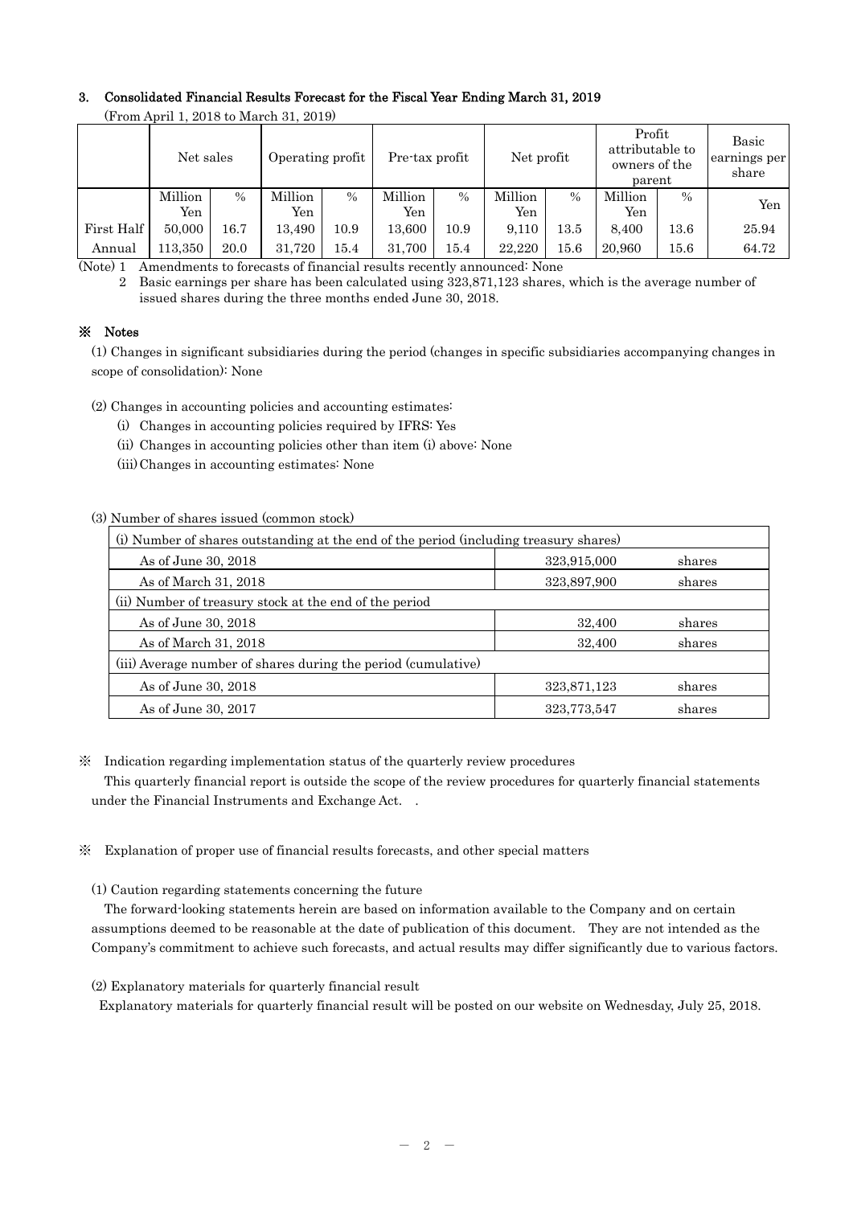### 3. Consolidated Financial Results Forecast for the Fiscal Year Ending March 31, 2019

(From April 1, 2018 to March 31, 2019)

| | Net sales | | Operating profit | | Pre-tax profit | | Net profit | | Profit attributable to owners of the parent | | Basic earnings per share |
|---|---|---|---|---|---|---|---|---|---|---|---|
| | Million Yen | % | Million Yen | % | Million Yen | % | Million Yen | % | Million Yen | % | Yen |
| First Half | 50,000 | 16.7 | 13,490 | 10.9 | 13,600 | 10.9 | 9,110 | 13.5 | 8,400 | 13.6 | 25.94 |
| Annual | 113,350 | 20.0 | 31,720 | 15.4 | 31,700 | 15.4 | 22,220 | 15.6 | 20,960 | 15.6 | 64.72 |

(Note) 1 Amendments to forecasts of financial results recently announced: None

2 Basic earnings per share has been calculated using 323,871,123 shares, which is the average number of issued shares during the three months ended June 30, 2018.

### ※ Notes

(1) Changes in significant subsidiaries during the period (changes in specific subsidiaries accompanying changes in scope of consolidation): None

(2) Changes in accounting policies and accounting estimates:

(i) Changes in accounting policies required by IFRS: Yes

(ii) Changes in accounting policies other than item (i) above: None

(iii) Changes in accounting estimates: None

(3) Number of shares issued (common stock)

| (i) Number of shares outstanding at the end of the period (including treasury shares) | | |
|---|---|---|
| As of June 30, 2018 | 323,915,000 | shares |
| As of March 31, 2018 | 323,897,900 | shares |
| (ii) Number of treasury stock at the end of the period | | |
| As of June 30, 2018 | 32,400 | shares |
| As of March 31, 2018 | 32,400 | shares |
| (iii) Average number of shares during the period (cumulative) | | |
| As of June 30, 2018 | 323,871,123 | shares |
| As of June 30, 2017 | 323,773,547 | shares |

※ Indication regarding implementation status of the quarterly review procedures

This quarterly financial report is outside the scope of the review procedures for quarterly financial statements under the Financial Instruments and Exchange Act. .

※ Explanation of proper use of financial results forecasts, and other special matters

(1) Caution regarding statements concerning the future

The forward-looking statements herein are based on information available to the Company and on certain assumptions deemed to be reasonable at the date of publication of this document. They are not intended as the Company's commitment to achieve such forecasts, and actual results may differ significantly due to various factors.

(2) Explanatory materials for quarterly financial result

Explanatory materials for quarterly financial result will be posted on our website on Wednesday, July 25, 2018.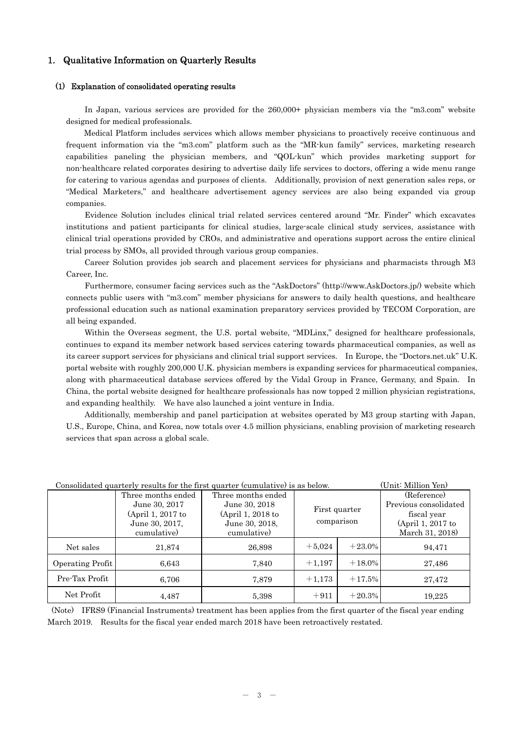## 1. Qualitative Information on Quarterly Results

### (1) Explanation of consolidated operating results

In Japan, various services are provided for the 260,000+ physician members via the "m3.com" website designed for medical professionals.

Medical Platform includes services which allows member physicians to proactively receive continuous and frequent information via the "m3.com" platform such as the "MR-kun family" services, marketing research capabilities paneling the physician members, and "QOL-kun" which provides marketing support for non-healthcare related corporates desiring to advertise daily life services to doctors, offering a wide menu range for catering to various agendas and purposes of clients. Additionally, provision of next generation sales reps, or "Medical Marketers," and healthcare advertisement agency services are also being expanded via group companies.

Evidence Solution includes clinical trial related services centered around "Mr. Finder" which excavates institutions and patient participants for clinical studies, large-scale clinical study services, assistance with clinical trial operations provided by CROs, and administrative and operations support across the entire clinical trial process by SMOs, all provided through various group companies.

Career Solution provides job search and placement services for physicians and pharmacists through M3 Career, Inc.

Furthermore, consumer facing services such as the "AskDoctors" (http://www.AskDoctors.jp/) website which connects public users with "m3.com" member physicians for answers to daily health questions, and healthcare professional education such as national examination preparatory services provided by TECOM Corporation, are all being expanded.

Within the Overseas segment, the U.S. portal website, "MDLinx," designed for healthcare professionals, continues to expand its member network based services catering towards pharmaceutical companies, as well as its career support services for physicians and clinical trial support services. In Europe, the "Doctors.net.uk" U.K. portal website with roughly 200,000 U.K. physician members is expanding services for pharmaceutical companies, along with pharmaceutical database services offered by the Vidal Group in France, Germany, and Spain. In China, the portal website designed for healthcare professionals has now topped 2 million physician registrations, and expanding healthily. We have also launched a joint venture in India.

Additionally, membership and panel participation at websites operated by M3 group starting with Japan, U.S., Europe, China, and Korea, now totals over 4.5 million physicians, enabling provision of marketing research services that span across a global scale.

Consolidated quarterly results for the first quarter (cumulative) is as below. (Unit: Million Yen)

| | Three months ended June 30, 2017 (April 1, 2017 to June 30, 2017, cumulative) | Three months ended June 30, 2018 (April 1, 2018 to June 30, 2018, cumulative) | First quarter comparison | | (Reference) Previous consolidated fiscal year (April 1, 2017 to March 31, 2018) |
|---|---|---|---|---|---|
| Net sales | 21,874 | 26,898 | +5,024 | +23.0% | 94,471 |
| Operating Profit | 6,643 | 7,840 | +1,197 | +18.0% | 27,486 |
| Pre-Tax Profit | 6,706 | 7,879 | +1,173 | +17.5% | 27,472 |
| Net Profit | 4,487 | 5,398 | +911 | +20.3% | 19,225 |

(Note) IFRS9 (Financial Instruments) treatment has been applies from the first quarter of the fiscal year ending March 2019. Results for the fiscal year ended march 2018 have been retroactively restated.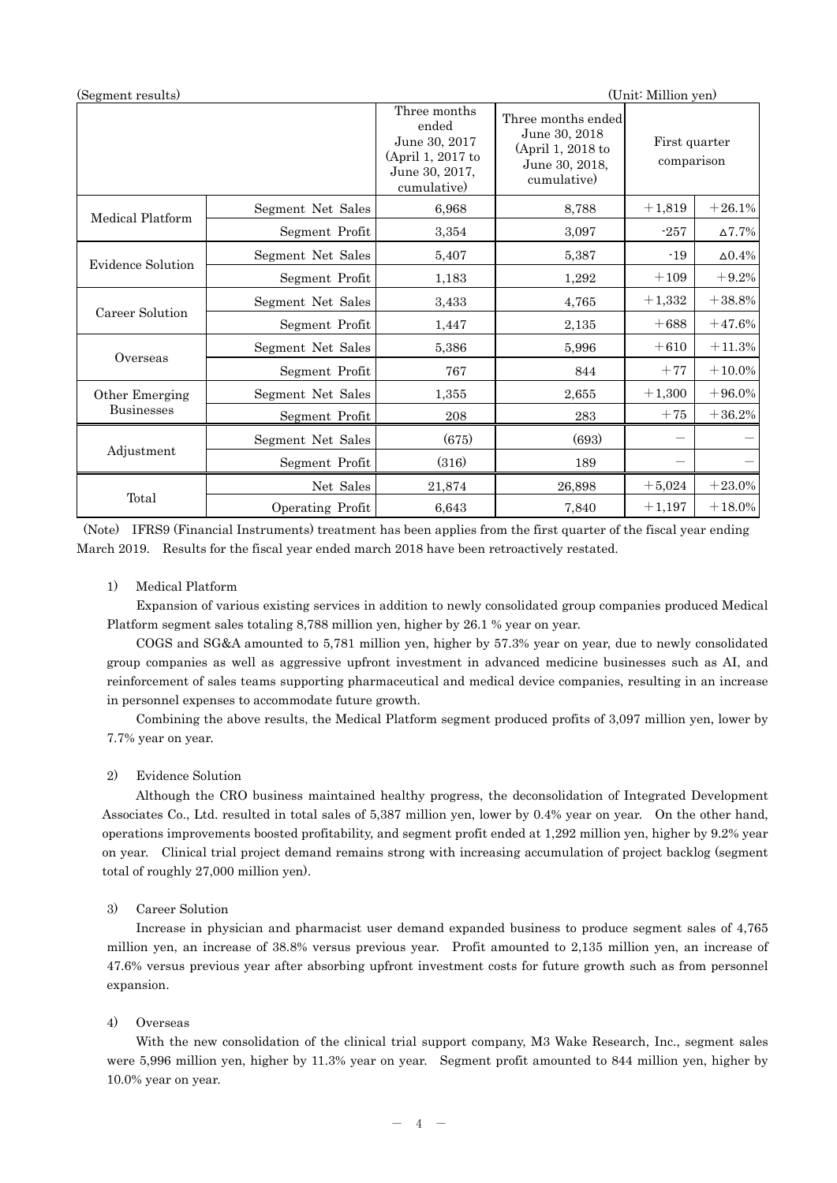(Segment results) (Unit: Million yen)

| | | Three months ended June 30, 2017 (April 1, 2017 to June 30, 2017, cumulative) | Three months ended June 30, 2018 (April 1, 2018 to June 30, 2018, cumulative) | First quarter comparison | |
|---|---|---|---|---|---|
| Medical Platform | Segment Net Sales | 6,968 | 8,788 | +1,819 | +26.1% |
| | Segment Profit | 3,354 | 3,097 | -257 | ∆7.7% |
| Evidence Solution | Segment Net Sales | 5,407 | 5,387 | -19 | ∆0.4% |
| | Segment Profit | 1,183 | 1,292 | +109 | +9.2% |
| Career Solution | Segment Net Sales | 3,433 | 4,765 | +1,332 | +38.8% |
| | Segment Profit | 1,447 | 2,135 | +688 | +47.6% |
| Overseas | Segment Net Sales | 5,386 | 5,996 | +610 | +11.3% |
| | Segment Profit | 767 | 844 | +77 | +10.0% |
| Other Emerging Businesses | Segment Net Sales | 1,355 | 2,655 | +1,300 | +96.0% |
| | Segment Profit | 208 | 283 | +75 | +36.2% |
| Adjustment | Segment Net Sales | (675) | (693) | – | – |
| | Segment Profit | (316) | 189 | – | – |
| Total | Net Sales | 21,874 | 26,898 | +5,024 | +23.0% |
| | Operating Profit | 6,643 | 7,840 | +1,197 | +18.0% |

(Note) IFRS9 (Financial Instruments) treatment has been applies from the first quarter of the fiscal year ending March 2019. Results for the fiscal year ended march 2018 have been retroactively restated.

1) Medical Platform

Expansion of various existing services in addition to newly consolidated group companies produced Medical Platform segment sales totaling 8,788 million yen, higher by 26.1 % year on year.

COGS and SG&A amounted to 5,781 million yen, higher by 57.3% year on year, due to newly consolidated group companies as well as aggressive upfront investment in advanced medicine businesses such as AI, and reinforcement of sales teams supporting pharmaceutical and medical device companies, resulting in an increase in personnel expenses to accommodate future growth.

Combining the above results, the Medical Platform segment produced profits of 3,097 million yen, lower by 7.7% year on year.

2) Evidence Solution

Although the CRO business maintained healthy progress, the deconsolidation of Integrated Development Associates Co., Ltd. resulted in total sales of 5,387 million yen, lower by 0.4% year on year. On the other hand, operations improvements boosted profitability, and segment profit ended at 1,292 million yen, higher by 9.2% year on year. Clinical trial project demand remains strong with increasing accumulation of project backlog (segment total of roughly 27,000 million yen).

3) Career Solution

Increase in physician and pharmacist user demand expanded business to produce segment sales of 4,765 million yen, an increase of 38.8% versus previous year. Profit amounted to 2,135 million yen, an increase of 47.6% versus previous year after absorbing upfront investment costs for future growth such as from personnel expansion.

4) Overseas

With the new consolidation of the clinical trial support company, M3 Wake Research, Inc., segment sales were 5,996 million yen, higher by 11.3% year on year. Segment profit amounted to 844 million yen, higher by 10.0% year on year.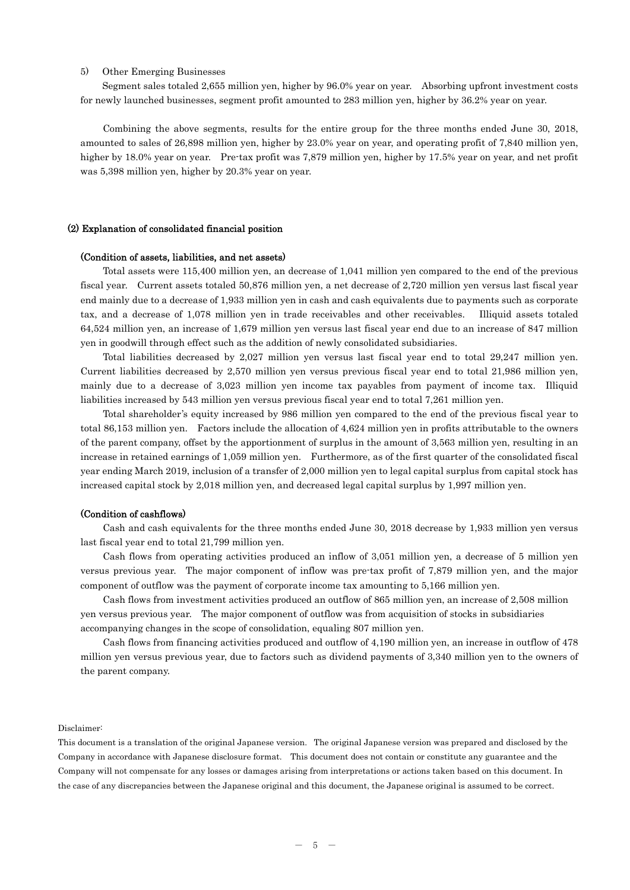5) Other Emerging Businesses

Segment sales totaled 2,655 million yen, higher by 96.0% year on year. Absorbing upfront investment costs for newly launched businesses, segment profit amounted to 283 million yen, higher by 36.2% year on year.

Combining the above segments, results for the entire group for the three months ended June 30, 2018, amounted to sales of 26,898 million yen, higher by 23.0% year on year, and operating profit of 7,840 million yen, higher by 18.0% year on year. Pre-tax profit was 7,879 million yen, higher by 17.5% year on year, and net profit was 5,398 million yen, higher by 20.3% year on year.

## (2) Explanation of consolidated financial position

### (Condition of assets, liabilities, and net assets)

Total assets were 115,400 million yen, an decrease of 1,041 million yen compared to the end of the previous fiscal year. Current assets totaled 50,876 million yen, a net decrease of 2,720 million yen versus last fiscal year end mainly due to a decrease of 1,933 million yen in cash and cash equivalents due to payments such as corporate tax, and a decrease of 1,078 million yen in trade receivables and other receivables. Illiquid assets totaled 64,524 million yen, an increase of 1,679 million yen versus last fiscal year end due to an increase of 847 million yen in goodwill through effect such as the addition of newly consolidated subsidiaries.

Total liabilities decreased by 2,027 million yen versus last fiscal year end to total 29,247 million yen. Current liabilities decreased by 2,570 million yen versus previous fiscal year end to total 21,986 million yen, mainly due to a decrease of 3,023 million yen income tax payables from payment of income tax. Illiquid liabilities increased by 543 million yen versus previous fiscal year end to total 7,261 million yen.

Total shareholder's equity increased by 986 million yen compared to the end of the previous fiscal year to total 86,153 million yen. Factors include the allocation of 4,624 million yen in profits attributable to the owners of the parent company, offset by the apportionment of surplus in the amount of 3,563 million yen, resulting in an increase in retained earnings of 1,059 million yen. Furthermore, as of the first quarter of the consolidated fiscal year ending March 2019, inclusion of a transfer of 2,000 million yen to legal capital surplus from capital stock has increased capital stock by 2,018 million yen, and decreased legal capital surplus by 1,997 million yen.

### (Condition of cashflows)

Cash and cash equivalents for the three months ended June 30, 2018 decrease by 1,933 million yen versus last fiscal year end to total 21,799 million yen.

Cash flows from operating activities produced an inflow of 3,051 million yen, a decrease of 5 million yen versus previous year. The major component of inflow was pre-tax profit of 7,879 million yen, and the major component of outflow was the payment of corporate income tax amounting to 5,166 million yen.

Cash flows from investment activities produced an outflow of 865 million yen, an increase of 2,508 million yen versus previous year. The major component of outflow was from acquisition of stocks in subsidiaries accompanying changes in the scope of consolidation, equaling 807 million yen.

Cash flows from financing activities produced and outflow of 4,190 million yen, an increase in outflow of 478 million yen versus previous year, due to factors such as dividend payments of 3,340 million yen to the owners of the parent company.

Disclaimer:

This document is a translation of the original Japanese version. The original Japanese version was prepared and disclosed by the Company in accordance with Japanese disclosure format. This document does not contain or constitute any guarantee and the Company will not compensate for any losses or damages arising from interpretations or actions taken based on this document. In the case of any discrepancies between the Japanese original and this document, the Japanese original is assumed to be correct.